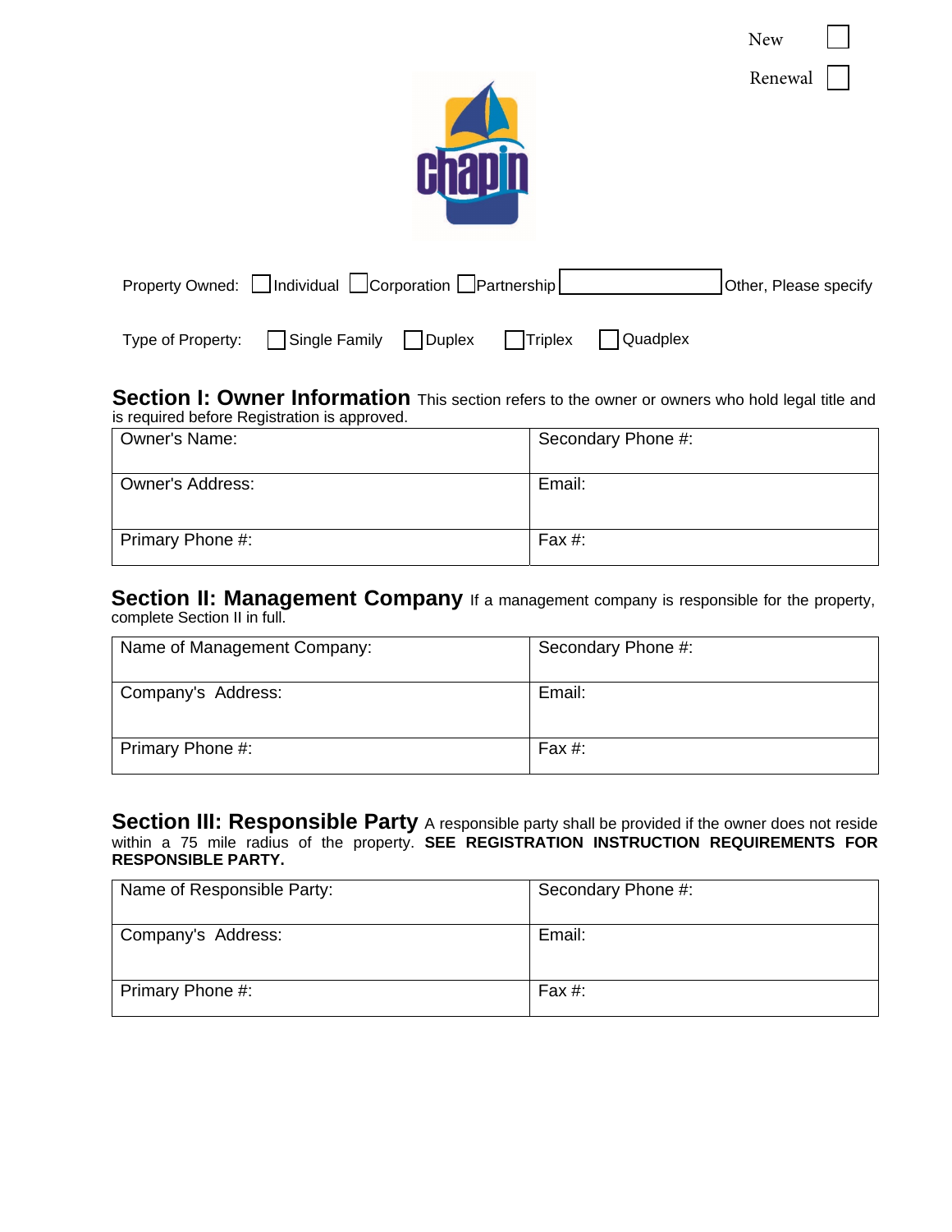New ☐

Renewal ☐

chapin

Property Owned: ☐ Individual ☐ Corporation ☐ Partnership ☐ Other, Please specify

Type of Property: ☐ Single Family ☐ Duplex ☐ Triplex ☐ Quadplex

## Section I: Owner Information

This section refers to the owner or owners who hold legal title and is required before Registration is approved.

| Owner's Name: | Secondary Phone #: |
|---|---|
| Owner's Address: | Email: |
| Primary Phone #: | Fax #: |

## Section II: Management Company

If a management company is responsible for the property, complete Section II in full.

| Name of Management Company: | Secondary Phone #: |
|---|---|
| Company's Address: | Email: |
| Primary Phone #: | Fax #: |

## Section III: Responsible Party

A responsible party shall be provided if the owner does not reside within a 75 mile radius of the property. **SEE REGISTRATION INSTRUCTION REQUIREMENTS FOR RESPONSIBLE PARTY.**

| Name of Responsible Party: | Secondary Phone #: |
|---|---|
| Company's Address: | Email: |
| Primary Phone #: | Fax #: |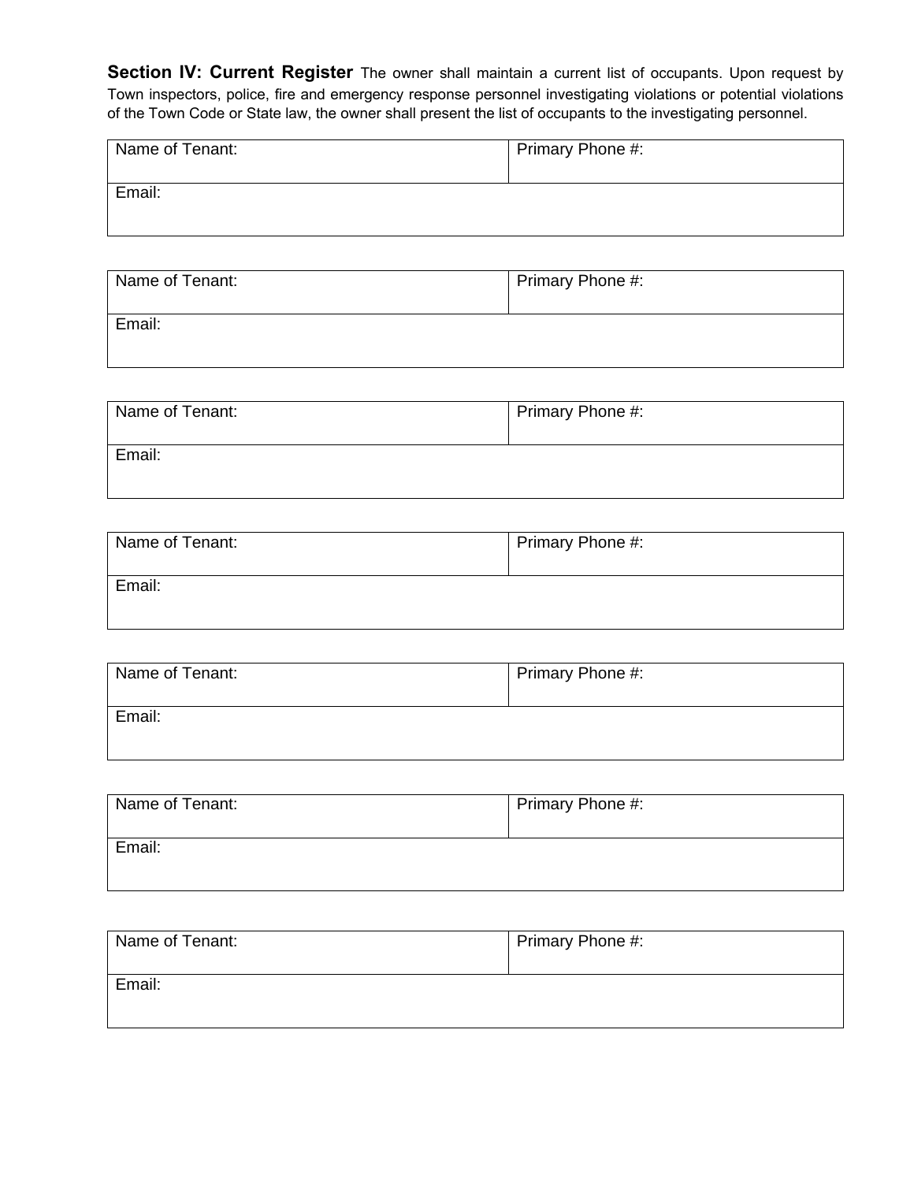**Section IV: Current Register** The owner shall maintain a current list of occupants. Upon request by Town inspectors, police, fire and emergency response personnel investigating violations or potential violations of the Town Code or State law, the owner shall present the list of occupants to the investigating personnel.

| Name of Tenant: | Primary Phone #: |
| --- | --- |
| Email: | |

| Name of Tenant: | Primary Phone #: |
| --- | --- |
| Email: | |

| Name of Tenant: | Primary Phone #: |
| --- | --- |
| Email: | |

| Name of Tenant: | Primary Phone #: |
| --- | --- |
| Email: | |

| Name of Tenant: | Primary Phone #: |
| --- | --- |
| Email: | |

| Name of Tenant: | Primary Phone #: |
| --- | --- |
| Email: | |

| Name of Tenant: | Primary Phone #: |
| --- | --- |
| Email: | |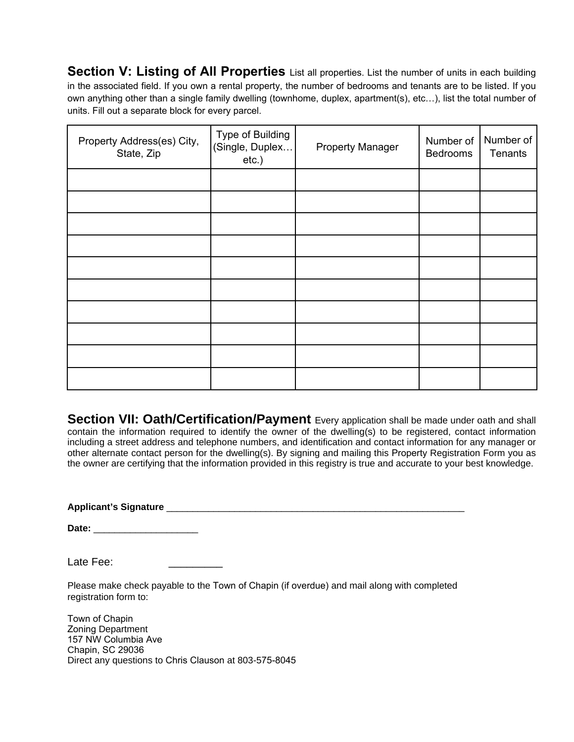## Section V: Listing of All Properties

List all properties. List the number of units in each building in the associated field. If you own a rental property, the number of bedrooms and tenants are to be listed. If you own anything other than a single family dwelling (townhome, duplex, apartment(s), etc…), list the total number of units. Fill out a separate block for every parcel.

| Property Address(es) City, State, Zip | Type of Building (Single, Duplex… etc.) | Property Manager | Number of Bedrooms | Number of Tenants |
|---|---|---|---|---|
| | | | | |
| | | | | |
| | | | | |
| | | | | |
| | | | | |
| | | | | |
| | | | | |
| | | | | |
| | | | | |
| | | | | |

## Section VII: Oath/Certification/Payment

Every application shall be made under oath and shall contain the information required to identify the owner of the dwelling(s) to be registered, contact information including a street address and telephone numbers, and identification and contact information for any manager or other alternate contact person for the dwelling(s). By signing and mailing this Property Registration Form you as the owner are certifying that the information provided in this registry is true and accurate to your best knowledge.

**Applicant's Signature** ____________________________________________________________

**Date:** ____________________

Late Fee: _________

Please make check payable to the Town of Chapin (if overdue) and mail along with completed registration form to:

Town of Chapin
Zoning Department
157 NW Columbia Ave
Chapin, SC 29036
Direct any questions to Chris Clauson at 803-575-8045